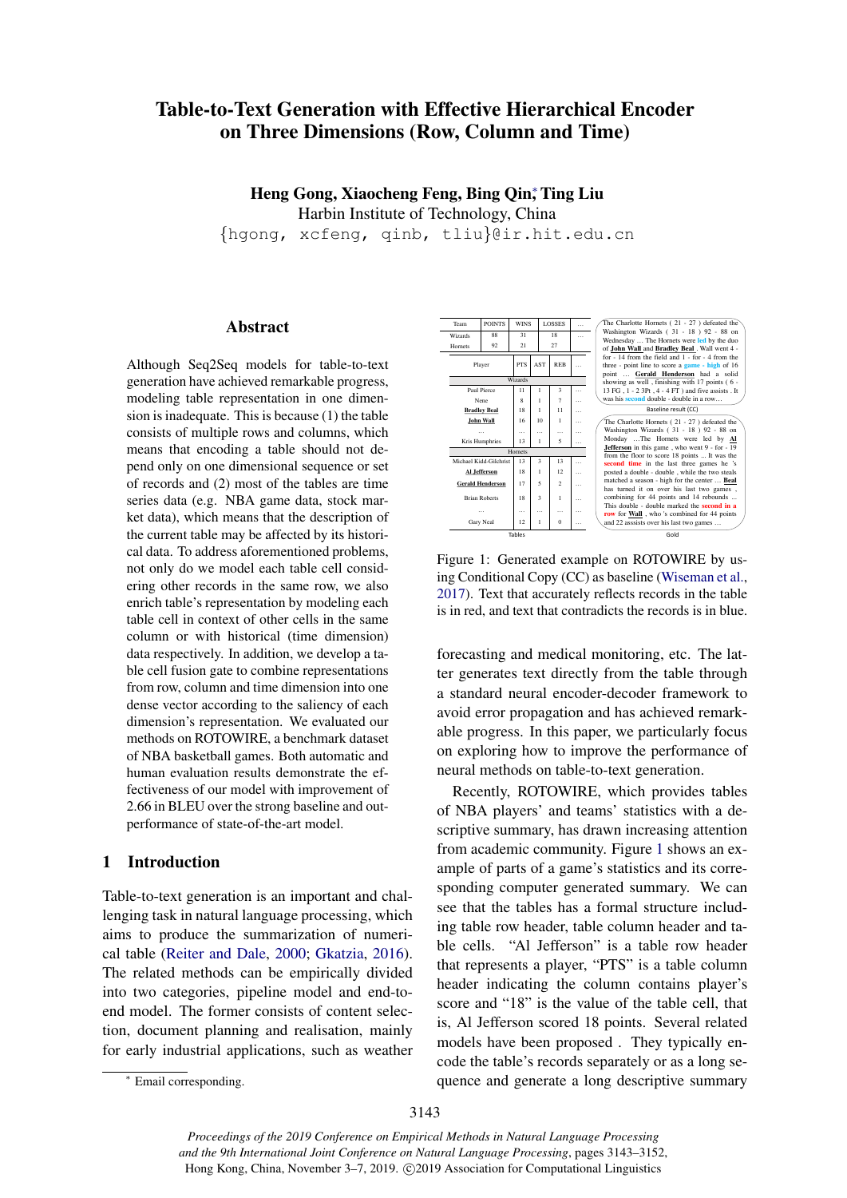# Table-to-Text Generation with Effective Hierarchical Encoder on Three Dimensions (Row, Column and Time)

**Heng Gong, Xiaocheng Feng, Bing Qin,* Ting Liu**
Harbin Institute of Technology, China
{hgong, xcfeng, qinb, tliu}@ir.hit.edu.cn

## Abstract

Although Seq2Seq models for table-to-text generation have achieved remarkable progress, modeling table representation in one dimension is inadequate. This is because (1) the table consists of multiple rows and columns, which means that encoding a table should not depend only on one dimensional sequence or set of records and (2) most of the tables are time series data (e.g. NBA game data, stock market data), which means that the description of the current table may be affected by its historical data. To address aforementioned problems, not only do we model each table cell considering other records in the same row, we also enrich table's representation by modeling each table cell in context of other cells in the same column or with historical (time dimension) data respectively. In addition, we develop a table cell fusion gate to combine representations from row, column and time dimension into one dense vector according to the saliency of each dimension's representation. We evaluated our methods on ROTOWIRE, a benchmark dataset of NBA basketball games. Both automatic and human evaluation results demonstrate the effectiveness of our model with improvement of 2.66 in BLEU over the strong baseline and outperformance of state-of-the-art model.

## 1 Introduction

Table-to-text generation is an important and challenging task in natural language processing, which aims to produce the summarization of numerical table (Reiter and Dale, 2000; Gkatzia, 2016). The related methods can be empirically divided into two categories, pipeline model and end-to-end model. The former consists of content selection, document planning and realisation, mainly for early industrial applications, such as weather forecasting and medical monitoring, etc. The latter generates text directly from the table through a standard neural encoder-decoder framework to avoid error propagation and has achieved remarkable progress. In this paper, we particularly focus on exploring how to improve the performance of neural methods on table-to-text generation.

| Team | POINTS | WINS | LOSSES | ... |
|---|---|---|---|---|
| Wizards | 88 | 31 | 18 | ... |
| Hornets | 92 | 21 | 27 | ... |

| Player | PTS | AST | REB | ... |
|---|---|---|---|---|
| Wizards | | | | |
| Paul Pierce | 11 | 1 | 3 | ... |
| Nene | 8 | 1 | 7 | ... |
| **Bradley Beal** | 18 | 1 | 11 | ... |
| **John Wall** | 16 | 10 | 1 | ... |
| ... | ... | ... | ... | ... |
| Kris Humphries | 13 | 1 | 5 | ... |
| Hornets | | | | |
| Michael Kidd-Gilchrist | 13 | 3 | 13 | ... |
| **Al Jefferson** | 18 | 1 | 12 | ... |
| **Gerald Henderson** | 17 | 5 | 2 | ... |
| Brian Roberts | 18 | 3 | 1 | ... |
| ... | ... | ... | ... | ... |
| Gary Neal | 12 | 1 | 0 | ... |

Tables

The Charlotte Hornets ( 21 - 27 ) defeated the Washington Wizards ( 31 - 18 ) 92 - 88 on Wednesday ... The Hornets were led by the duo of **John Wall** and **Bradley Beal** . Wall went 4 - for - 14 from the field and 1 - for - 4 from the three - point line to score a game - high of 16 point ... **Gerald Henderson** had a solid showing as well , finishing with 17 points ( 6 - 13 FG , 1 - 2 3Pt , 4 - 4 FT ) and five assists . It was his second double - double in a row...

Baseline result (CC)

The Charlotte Hornets ( 21 - 27 ) defeated the Washington Wizards ( 31 - 18 ) 92 - 88 on Monday ...The Hornets were led by **Al Jefferson** in this game , who went 9 - for - 19 from the floor to score 18 points ... It was the second time in the last three games he 's posted a double - double , while the two steals matched a season - high for the center ... **Beal** has turned it on over his last two games , combining for 44 points and 14 rebounds ... This double - double marked the second in a row for **Wall** , who 's combined for 44 points and 22 assists over his last two games ...

Gold

Figure 1: Generated example on ROTOWIRE by using Conditional Copy (CC) as baseline (Wiseman et al., 2017). Text that accurately reflects records in the table is in red, and text that contradicts the records is in blue.

Recently, ROTOWIRE, which provides tables of NBA players' and teams' statistics with a descriptive summary, has drawn increasing attention from academic community. Figure 1 shows an example of parts of a game's statistics and its corresponding computer generated summary. We can see that the tables has a formal structure including table row header, table column header and table cells. "Al Jefferson" is a table row header that represents a player, "PTS" is a table column header indicating the column contains player's score and "18" is the value of the table cell, that is, Al Jefferson scored 18 points. Several related models have been proposed . They typically encode the table's records separately or as a long sequence and generate a long descriptive summary

* Email corresponding.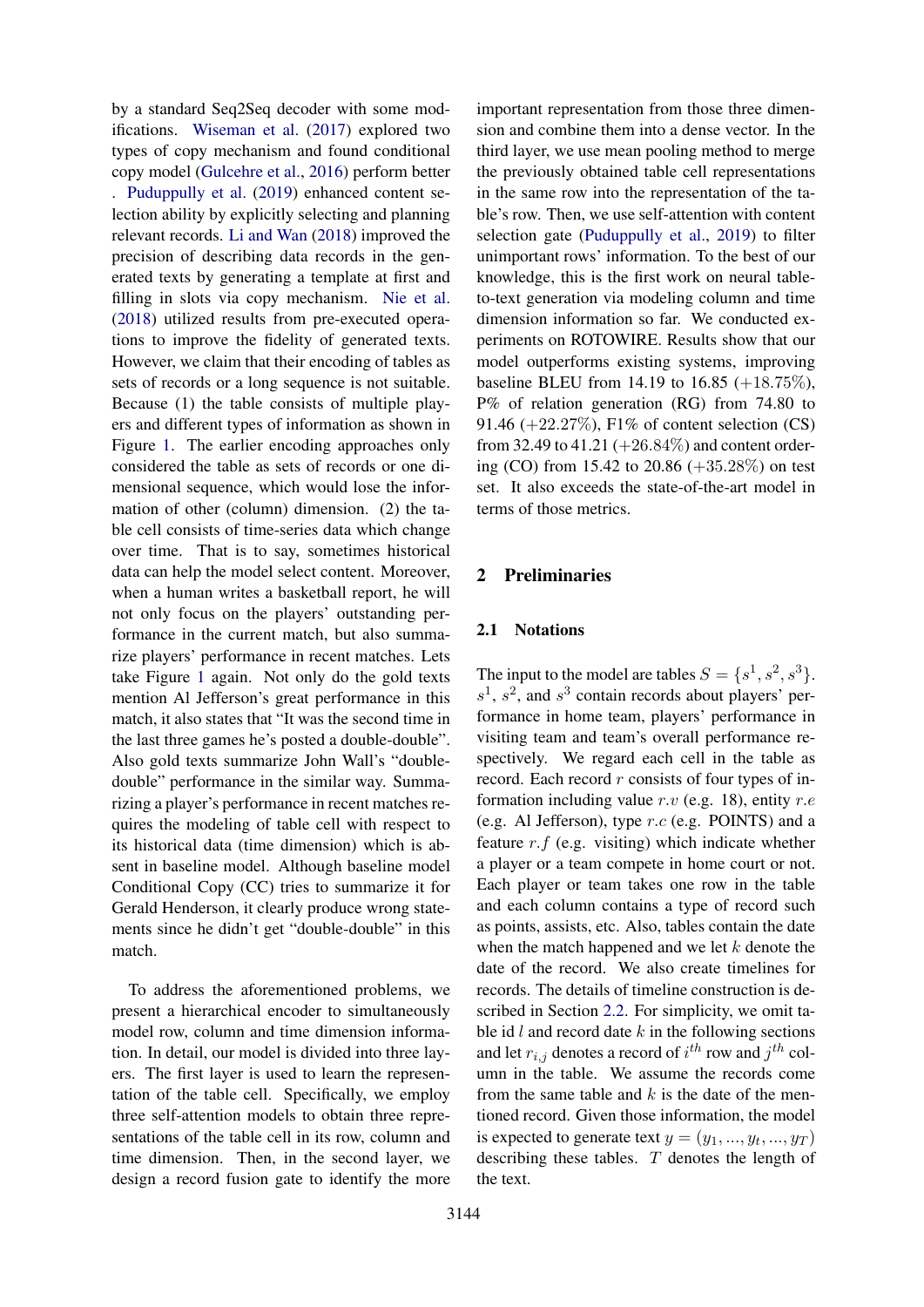by a standard Seq2Seq decoder with some modifications. Wiseman et al. (2017) explored two types of copy mechanism and found conditional copy model (Gulcehre et al., 2016) perform better . Puduppully et al. (2019) enhanced content selection ability by explicitly selecting and planning relevant records. Li and Wan (2018) improved the precision of describing data records in the generated texts by generating a template at first and filling in slots via copy mechanism. Nie et al. (2018) utilized results from pre-executed operations to improve the fidelity of generated texts. However, we claim that their encoding of tables as sets of records or a long sequence is not suitable. Because (1) the table consists of multiple players and different types of information as shown in Figure 1. The earlier encoding approaches only considered the table as sets of records or one dimensional sequence, which would lose the information of other (column) dimension. (2) the table cell consists of time-series data which change over time. That is to say, sometimes historical data can help the model select content. Moreover, when a human writes a basketball report, he will not only focus on the players' outstanding performance in the current match, but also summarize players' performance in recent matches. Lets take Figure 1 again. Not only do the gold texts mention Al Jefferson's great performance in this match, it also states that "It was the second time in the last three games he's posted a double-double". Also gold texts summarize John Wall's "double-double" performance in the similar way. Summarizing a player's performance in recent matches requires the modeling of table cell with respect to its historical data (time dimension) which is absent in baseline model. Although baseline model Conditional Copy (CC) tries to summarize it for Gerald Henderson, it clearly produce wrong statements since he didn't get "double-double" in this match.

To address the aforementioned problems, we present a hierarchical encoder to simultaneously model row, column and time dimension information. In detail, our model is divided into three layers. The first layer is used to learn the representation of the table cell. Specifically, we employ three self-attention models to obtain three representations of the table cell in its row, column and time dimension. Then, in the second layer, we design a record fusion gate to identify the more important representation from those three dimension and combine them into a dense vector. In the third layer, we use mean pooling method to merge the previously obtained table cell representations in the same row into the representation of the table's row. Then, we use self-attention with content selection gate (Puduppully et al., 2019) to filter unimportant rows' information. To the best of our knowledge, this is the first work on neural table-to-text generation via modeling column and time dimension information so far. We conducted experiments on ROTOWIRE. Results show that our model outperforms existing systems, improving baseline BLEU from 14.19 to 16.85 ($+18.75\%$), P% of relation generation (RG) from 74.80 to 91.46 ($+22.27\%$), F1% of content selection (CS) from 32.49 to 41.21 ($+26.84\%$) and content ordering (CO) from 15.42 to 20.86 ($+35.28\%$) on test set. It also exceeds the state-of-the-art model in terms of those metrics.

## 2 Preliminaries

### 2.1 Notations

The input to the model are tables $S = \{s^1, s^2, s^3\}$. $s^1$, $s^2$, and $s^3$ contain records about players' performance in home team, players' performance in visiting team and team's overall performance respectively. We regard each cell in the table as record. Each record $r$ consists of four types of information including value $r.v$ (e.g. 18), entity $r.e$ (e.g. Al Jefferson), type $r.c$ (e.g. POINTS) and a feature $r.f$ (e.g. visiting) which indicate whether a player or a team compete in home court or not. Each player or team takes one row in the table and each column contains a type of record such as points, assists, etc. Also, tables contain the date when the match happened and we let $k$ denote the date of the record. We also create timelines for records. The details of timeline construction is described in Section 2.2. For simplicity, we omit table id $l$ and record date $k$ in the following sections and let $r_{i,j}$ denotes a record of $i^{th}$ row and $j^{th}$ column in the table. We assume the records come from the same table and $k$ is the date of the mentioned record. Given those information, the model is expected to generate text $y = (y_1, ..., y_t, ..., y_T)$ describing these tables. $T$ denotes the length of the text.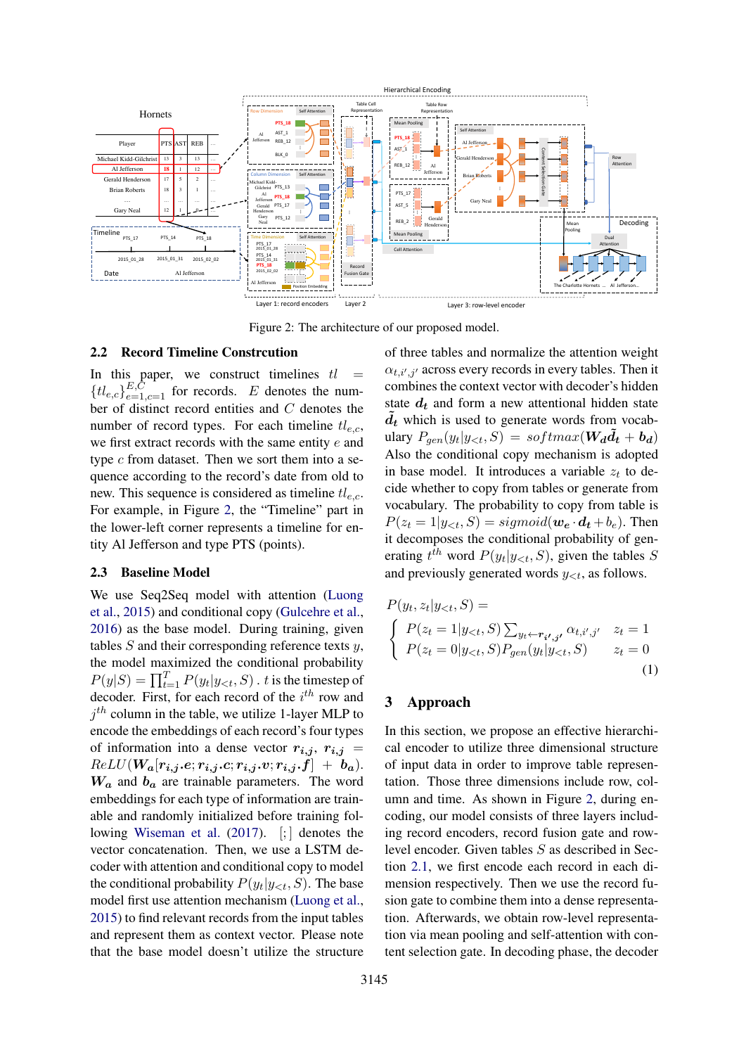Figure 2: The architecture of our proposed model.

## 2.2 Record Timeline Constrcution

In this paper, we construct timelines $tl = \{tl_{e,c}\}_{e=1,c=1}^{E,C}$ for records. $E$ denotes the number of distinct record entities and $C$ denotes the number of record types. For each timeline $tl_{e,c}$, we first extract records with the same entity $e$ and type $c$ from dataset. Then we sort them into a sequence according to the record's date from old to new. This sequence is considered as timeline $tl_{e,c}$. For example, in Figure 2, the "Timeline" part in the lower-left corner represents a timeline for entity Al Jefferson and type PTS (points).

## 2.3 Baseline Model

We use Seq2Seq model with attention (Luong et al., 2015) and conditional copy (Gulcehre et al., 2016) as the base model. During training, given tables $S$ and their corresponding reference texts $y$, the model maximized the conditional probability $P(y|S) = \prod_{t=1}^{T} P(y_t|y_{<t}, S)$ . $t$ is the timestep of decoder. First, for each record of the $i^{th}$ row and $j^{th}$ column in the table, we utilize 1-layer MLP to encode the embeddings of each record's four types of information into a dense vector $\boldsymbol{r_{i,j}}$, $\boldsymbol{r_{i,j}} = ReLU(\boldsymbol{W_a}[\boldsymbol{r_{i,j}.e}; \boldsymbol{r_{i,j}.c}; \boldsymbol{r_{i,j}.v}; \boldsymbol{r_{i,j}.f}] + \boldsymbol{b_a})$. $\boldsymbol{W_a}$ and $\boldsymbol{b_a}$ are trainable parameters. The word embeddings for each type of information are trainable and randomly initialized before training following Wiseman et al. (2017). $[;]$ denotes the vector concatenation. Then, we use a LSTM decoder with attention and conditional copy to model the conditional probability $P(y_t|y_{<t}, S)$. The base model first use attention mechanism (Luong et al., 2015) to find relevant records from the input tables and represent them as context vector. Please note that the base model doesn't utilize the structure of three tables and normalize the attention weight $\alpha_{t,i',j'}$ across every records in every tables. Then it combines the context vector with decoder's hidden state $\boldsymbol{d_t}$ and form a new attentional hidden state $\boldsymbol{\tilde{d}_t}$ which is used to generate words from vocabulary $P_{gen}(y_t|y_{<t}, S) = softmax(\boldsymbol{W_d}\boldsymbol{\tilde{d}_t} + \boldsymbol{b_d})$ Also the conditional copy mechanism is adopted in base model. It introduces a variable $z_t$ to decide whether to copy from tables or generate from vocabulary. The probability to copy from table is $P(z_t = 1|y_{<t}, S) = sigmoid(\boldsymbol{w_e} \cdot \boldsymbol{d_t} + b_e)$. Then it decomposes the conditional probability of generating $t^{th}$ word $P(y_t|y_{<t}, S)$, given the tables $S$ and previously generated words $y_{<t}$, as follows.

$$
P(y_t, z_t|y_{<t}, S) =
\begin{cases}
P(z_t = 1|y_{<t}, S) \sum_{y_t \leftarrow \boldsymbol{r_{i',j'}}} \alpha_{t,i',j'} & z_t = 1 \\
P(z_t = 0|y_{<t}, S) P_{gen}(y_t|y_{<t}, S) & z_t = 0
\end{cases}
\tag{1}
$$

# 3 Approach

In this section, we propose an effective hierarchical encoder to utilize three dimensional structure of input data in order to improve table representation. Those three dimensions include row, column and time. As shown in Figure 2, during encoding, our model consists of three layers including record encoders, record fusion gate and row-level encoder. Given tables $S$ as described in Section 2.1, we first encode each record in each dimension respectively. Then we use the record fusion gate to combine them into a dense representation. Afterwards, we obtain row-level representation via mean pooling and self-attention with content selection gate. In decoding phase, the decoder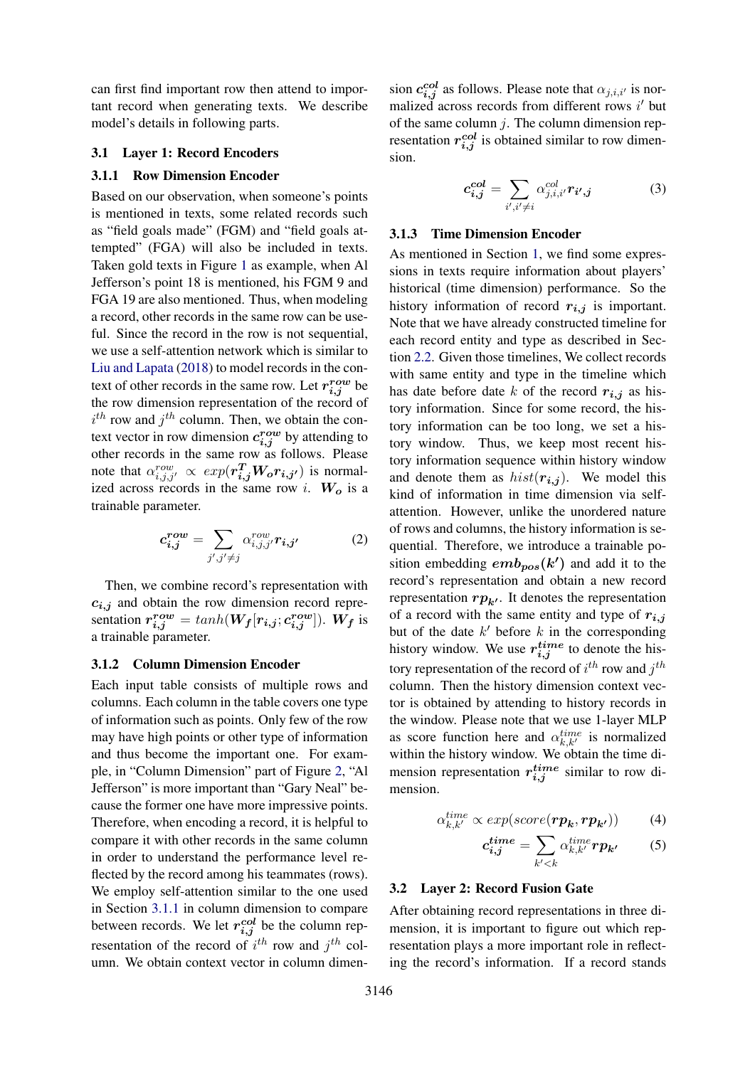can first find important row then attend to important record when generating texts. We describe model's details in following parts.

### 3.1 Layer 1: Record Encoders

#### 3.1.1 Row Dimension Encoder

Based on our observation, when someone's points is mentioned in texts, some related records such as "field goals made" (FGM) and "field goals attempted" (FGA) will also be included in texts. Taken gold texts in Figure 1 as example, when Al Jefferson's point 18 is mentioned, his FGM 9 and FGA 19 are also mentioned. Thus, when modeling a record, other records in the same row can be useful. Since the record in the row is not sequential, we use a self-attention network which is similar to Liu and Lapata (2018) to model records in the context of other records in the same row. Let $\boldsymbol{r^{row}_{i,j}}$ be the row dimension representation of the record of $i^{th}$ row and $j^{th}$ column. Then, we obtain the context vector in row dimension $\boldsymbol{c^{row}_{i,j}}$ by attending to other records in the same row as follows. Please note that $\alpha^{row}_{i,j,j'} \propto exp(\boldsymbol{r^T_{i,j} W_o r_{i,j'}})$ is normalized across records in the same row $i$. $\boldsymbol{W_o}$ is a trainable parameter.

$$\boldsymbol{c^{row}_{i,j}} = \sum_{j',j' \neq j} \alpha^{row}_{i,j,j'} \boldsymbol{r_{i,j'}} \tag{2}$$

Then, we combine record's representation with $\boldsymbol{c_{i,j}}$ and obtain the row dimension record representation $\boldsymbol{r^{row}_{i,j}} = tanh(\boldsymbol{W_f}[\boldsymbol{r_{i,j}}; \boldsymbol{c^{row}_{i,j}}])$. $\boldsymbol{W_f}$ is a trainable parameter.

#### 3.1.2 Column Dimension Encoder

Each input table consists of multiple rows and columns. Each column in the table covers one type of information such as points. Only few of the row may have high points or other type of information and thus become the important one. For example, in "Column Dimension" part of Figure 2, "Al Jefferson" is more important than "Gary Neal" because the former one have more impressive points. Therefore, when encoding a record, it is helpful to compare it with other records in the same column in order to understand the performance level reflected by the record among his teammates (rows). We employ self-attention similar to the one used in Section 3.1.1 in column dimension to compare between records. We let $\boldsymbol{r^{col}_{i,j}}$ be the column representation of the record of $i^{th}$ row and $j^{th}$ column. We obtain context vector in column dimension $\boldsymbol{c^{col}_{i,j}}$ as follows. Please note that $\alpha_{j,i,i'}$ is normalized across records from different rows $i'$ but of the same column $j$. The column dimension representation $\boldsymbol{r^{col}_{i,j}}$ is obtained similar to row dimension.

$$\boldsymbol{c^{col}_{i,j}} = \sum_{i',i' \neq i} \alpha^{col}_{j,i,i'} \boldsymbol{r_{i',j}} \tag{3}$$

#### 3.1.3 Time Dimension Encoder

As mentioned in Section 1, we find some expressions in texts require information about players' historical (time dimension) performance. So the history information of record $\boldsymbol{r_{i,j}}$ is important. Note that we have already constructed timeline for each record entity and type as described in Section 2.2. Given those timelines, We collect records with same entity and type in the timeline which has date before date $k$ of the record $\boldsymbol{r_{i,j}}$ as history information. Since for some record, the history information can be too long, we set a history window. Thus, we keep most recent history information sequence within history window and denote them as $hist(\boldsymbol{r_{i,j}})$. We model this kind of information in time dimension via self-attention. However, unlike the unordered nature of rows and columns, the history information is sequential. Therefore, we introduce a trainable position embedding $\boldsymbol{emb_{pos}(k')}$ and add it to the record's representation and obtain a new record representation $\boldsymbol{rp_{k'}}$. It denotes the representation of a record with the same entity and type of $\boldsymbol{r_{i,j}}$ but of the date $k'$ before $k$ in the corresponding history window. We use $\boldsymbol{r^{time}_{i,j}}$ to denote the history representation of the record of $i^{th}$ row and $j^{th}$ column. Then the history dimension context vector is obtained by attending to history records in the window. Please note that we use 1-layer MLP as score function here and $\alpha^{time}_{k,k'}$ is normalized within the history window. We obtain the time dimension representation $\boldsymbol{r^{time}_{i,j}}$ similar to row dimension.

$$\alpha^{time}_{k,k'} \propto exp(score(\boldsymbol{rp_k}, \boldsymbol{rp_{k'}})) \tag{4}$$

$$\boldsymbol{c^{time}_{i,j}} = \sum_{k'<k} \alpha^{time}_{k,k'} \boldsymbol{rp_{k'}} \tag{5}$$

### 3.2 Layer 2: Record Fusion Gate

After obtaining record representations in three dimension, it is important to figure out which representation plays a more important role in reflecting the record's information. If a record stands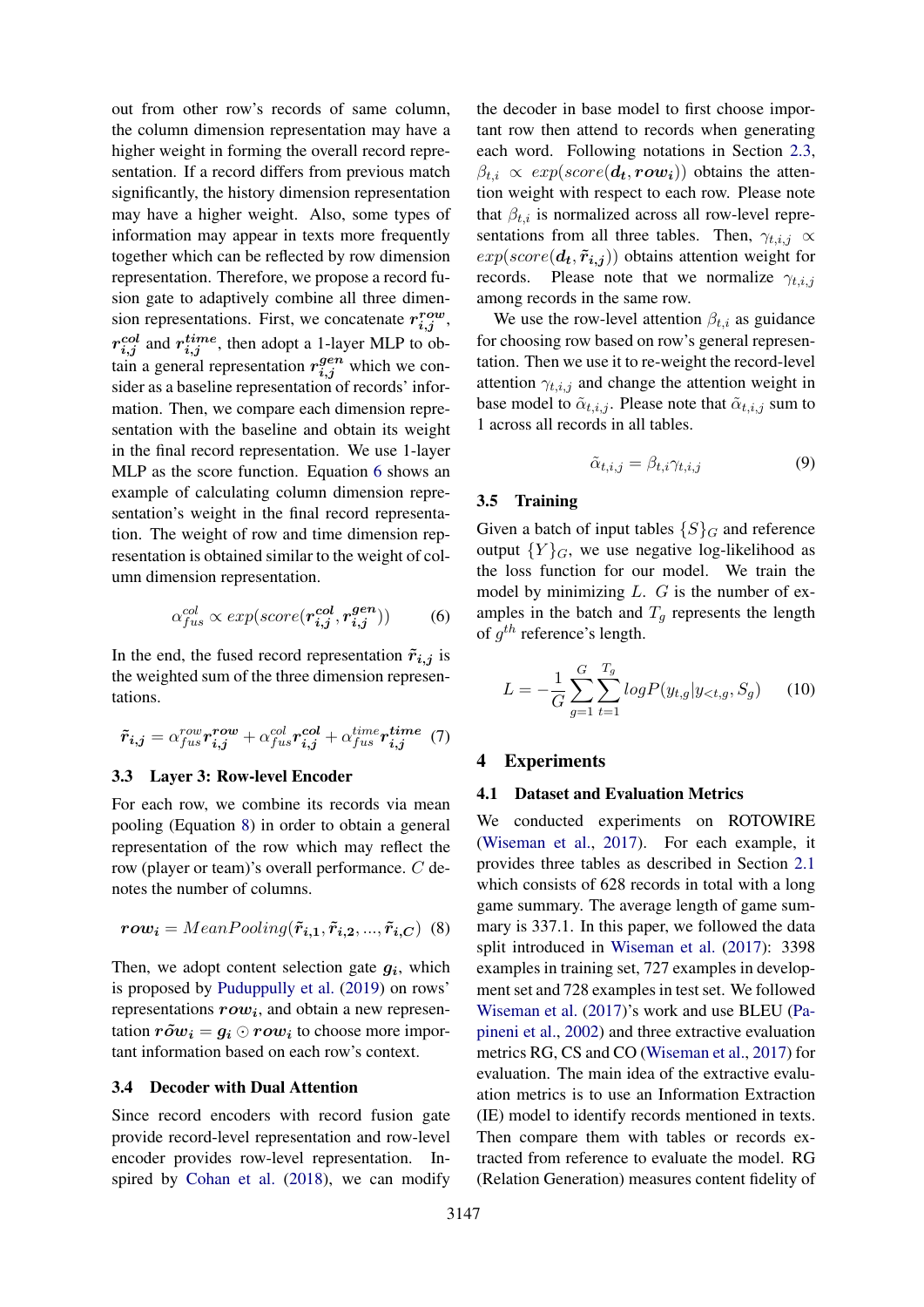out from other row's records of same column, the column dimension representation may have a higher weight in forming the overall record representation. If a record differs from previous match significantly, the history dimension representation may have a higher weight. Also, some types of information may appear in texts more frequently together which can be reflected by row dimension representation. Therefore, we propose a record fusion gate to adaptively combine all three dimension representations. First, we concatenate $\boldsymbol{r_{i,j}^{row}}$, $\boldsymbol{r_{i,j}^{col}}$ and $\boldsymbol{r_{i,j}^{time}}$, then adopt a 1-layer MLP to obtain a general representation $\boldsymbol{r_{i,j}^{gen}}$ which we consider as a baseline representation of records' information. Then, we compare each dimension representation with the baseline and obtain its weight in the final record representation. We use 1-layer MLP as the score function. Equation 6 shows an example of calculating column dimension representation's weight in the final record representation. The weight of row and time dimension representation is obtained similar to the weight of column dimension representation.

$$\alpha_{fus}^{col} \propto exp(score(\boldsymbol{r_{i,j}^{col}}, \boldsymbol{r_{i,j}^{gen}})) \tag{6}$$

In the end, the fused record representation $\tilde{\boldsymbol{r}}_{\boldsymbol{i,j}}$ is the weighted sum of the three dimension representations.

$$\tilde{\boldsymbol{r}}_{\boldsymbol{i,j}} = \alpha_{fus}^{row}\boldsymbol{r_{i,j}^{row}} + \alpha_{fus}^{col}\boldsymbol{r_{i,j}^{col}} + \alpha_{fus}^{time}\boldsymbol{r_{i,j}^{time}} \tag{7}$$

### 3.3 Layer 3: Row-level Encoder

For each row, we combine its records via mean pooling (Equation 8) in order to obtain a general representation of the row which may reflect the row (player or team)'s overall performance. $C$ denotes the number of columns.

$$\boldsymbol{row_i} = MeanPooling(\tilde{\boldsymbol{r}}_{\boldsymbol{i,1}}, \tilde{\boldsymbol{r}}_{\boldsymbol{i,2}}, ..., \tilde{\boldsymbol{r}}_{\boldsymbol{i,C}}) \tag{8}$$

Then, we adopt content selection gate $\boldsymbol{g_i}$, which is proposed by Puduppully et al. (2019) on rows' representations $\boldsymbol{row_i}$, and obtain a new representation $\tilde{\boldsymbol{row}}_{\boldsymbol{i}} = \boldsymbol{g_i} \odot \boldsymbol{row_i}$ to choose more important information based on each row's context.

### 3.4 Decoder with Dual Attention

Since record encoders with record fusion gate provide record-level representation and row-level encoder provides row-level representation. Inspired by Cohan et al. (2018), we can modify the decoder in base model to first choose important row then attend to records when generating each word. Following notations in Section 2.3, $\beta_{t,i} \propto exp(score(\boldsymbol{d_t}, \boldsymbol{row_i}))$ obtains the attention weight with respect to each row. Please note that $\beta_{t,i}$ is normalized across all row-level representations from all three tables. Then, $\gamma_{t,i,j} \propto exp(score(\boldsymbol{d_t}, \tilde{\boldsymbol{r}}_{\boldsymbol{i,j}}))$ obtains attention weight for records. Please note that we normalize $\gamma_{t,i,j}$ among records in the same row.

We use the row-level attention $\beta_{t,i}$ as guidance for choosing row based on row's general representation. Then we use it to re-weight the record-level attention $\gamma_{t,i,j}$ and change the attention weight in base model to $\tilde{\alpha}_{t,i,j}$. Please note that $\tilde{\alpha}_{t,i,j}$ sum to 1 across all records in all tables.

$$\tilde{\alpha}_{t,i,j} = \beta_{t,i}\gamma_{t,i,j} \tag{9}$$

### 3.5 Training

Given a batch of input tables $\{S\}_G$ and reference output $\{Y\}_G$, we use negative log-likelihood as the loss function for our model. We train the model by minimizing $L$. $G$ is the number of examples in the batch and $T_g$ represents the length of $g^{th}$ reference's length.

$$L = -\frac{1}{G}\sum_{g=1}^{G}\sum_{t=1}^{T_g} logP(y_{t,g}|y_{<t,g}, S_g) \tag{10}$$

## 4 Experiments

### 4.1 Dataset and Evaluation Metrics

We conducted experiments on ROTOWIRE (Wiseman et al., 2017). For each example, it provides three tables as described in Section 2.1 which consists of 628 records in total with a long game summary. The average length of game summary is 337.1. In this paper, we followed the data split introduced in Wiseman et al. (2017): 3398 examples in training set, 727 examples in development set and 728 examples in test set. We followed Wiseman et al. (2017)'s work and use BLEU (Papineni et al., 2002) and three extractive evaluation metrics RG, CS and CO (Wiseman et al., 2017) for evaluation. The main idea of the extractive evaluation metrics is to use an Information Extraction (IE) model to identify records mentioned in texts. Then compare them with tables or records extracted from reference to evaluate the model. RG (Relation Generation) measures content fidelity of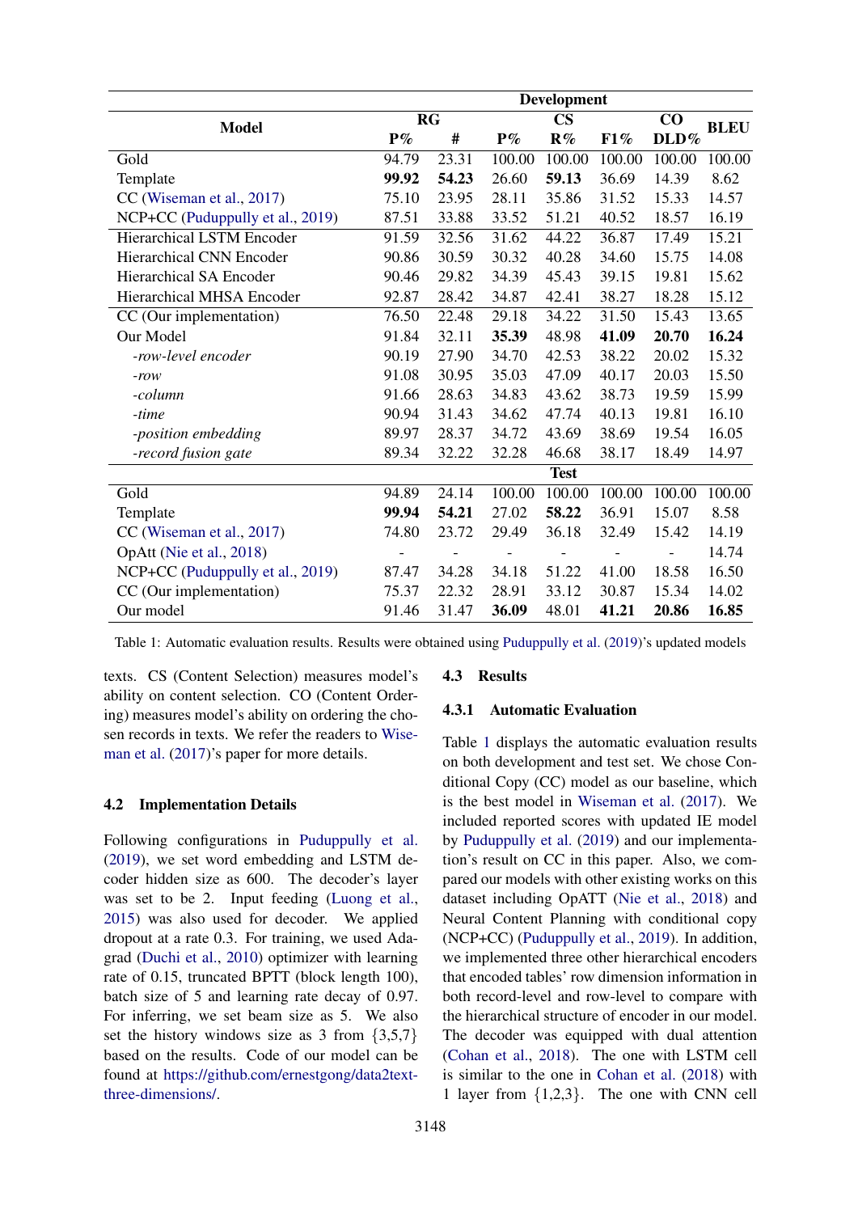| Model | RG | | CS | | | CO | BLEU |
|---|---|---|---|---|---|---|---|
| | P% | # | P% | R% | F1% | DLD% | |
| **Development** | | | | | | | |
| Gold | 94.79 | 23.31 | 100.00 | 100.00 | 100.00 | 100.00 | 100.00 |
| Template | **99.92** | **54.23** | 26.60 | **59.13** | 36.69 | 14.39 | 8.62 |
| CC (Wiseman et al., 2017) | 75.10 | 23.95 | 28.11 | 35.86 | 31.52 | 15.33 | 14.57 |
| NCP+CC (Puduppully et al., 2019) | 87.51 | 33.88 | 33.52 | 51.21 | 40.52 | 18.57 | 16.19 |
| Hierarchical LSTM Encoder | 91.59 | 32.56 | 31.62 | 44.22 | 36.87 | 17.49 | 15.21 |
| Hierarchical CNN Encoder | 90.86 | 30.59 | 30.32 | 40.28 | 34.60 | 15.75 | 14.08 |
| Hierarchical SA Encoder | 90.46 | 29.82 | 34.39 | 45.43 | 39.15 | 19.81 | 15.62 |
| Hierarchical MHSA Encoder | 92.87 | 28.42 | 34.87 | 42.41 | 38.27 | 18.28 | 15.12 |
| CC (Our implementation) | 76.50 | 22.48 | 29.18 | 34.22 | 31.50 | 15.43 | 13.65 |
| Our Model | 91.84 | 32.11 | **35.39** | 48.98 | **41.09** | **20.70** | **16.24** |
| *-row-level encoder* | 90.19 | 27.90 | 34.70 | 42.53 | 38.22 | 20.02 | 15.32 |
| *-row* | 91.08 | 30.95 | 35.03 | 47.09 | 40.17 | 20.03 | 15.50 |
| *-column* | 91.66 | 28.63 | 34.83 | 43.62 | 38.73 | 19.59 | 15.99 |
| *-time* | 90.94 | 31.43 | 34.62 | 47.74 | 40.13 | 19.81 | 16.10 |
| *-position embedding* | 89.97 | 28.37 | 34.72 | 43.69 | 38.69 | 19.54 | 16.05 |
| *-record fusion gate* | 89.34 | 32.22 | 32.28 | 46.68 | 38.17 | 18.49 | 14.97 |
| **Test** | | | | | | | |
| Gold | 94.89 | 24.14 | 100.00 | 100.00 | 100.00 | 100.00 | 100.00 |
| Template | **99.94** | **54.21** | 27.02 | **58.22** | 36.91 | 15.07 | 8.58 |
| CC (Wiseman et al., 2017) | 74.80 | 23.72 | 29.49 | 36.18 | 32.49 | 15.42 | 14.19 |
| OpAtt (Nie et al., 2018) | - | - | - | - | - | - | 14.74 |
| NCP+CC (Puduppully et al., 2019) | 87.47 | 34.28 | 34.18 | 51.22 | 41.00 | 18.58 | 16.50 |
| CC (Our implementation) | 75.37 | 22.32 | 28.91 | 33.12 | 30.87 | 15.34 | 14.02 |
| Our model | 91.46 | 31.47 | **36.09** | 48.01 | **41.21** | **20.86** | **16.85** |

Table 1: Automatic evaluation results. Results were obtained using Puduppully et al. (2019)'s updated models

texts. CS (Content Selection) measures model's ability on content selection. CO (Content Ordering) measures model's ability on ordering the chosen records in texts. We refer the readers to Wiseman et al. (2017)'s paper for more details.

## 4.2 Implementation Details

Following configurations in Puduppully et al. (2019), we set word embedding and LSTM decoder hidden size as 600. The decoder's layer was set to be 2. Input feeding (Luong et al., 2015) was also used for decoder. We applied dropout at a rate 0.3. For training, we used Adagrad (Duchi et al., 2010) optimizer with learning rate of 0.15, truncated BPTT (block length 100), batch size of 5 and learning rate decay of 0.97. For inferring, we set beam size as 5. We also set the history windows size as 3 from $\{3,5,7\}$ based on the results. Code of our model can be found at https://github.com/ernestgong/data2text-three-dimensions/.

## 4.3 Results

### 4.3.1 Automatic Evaluation

Table 1 displays the automatic evaluation results on both development and test set. We chose Conditional Copy (CC) model as our baseline, which is the best model in Wiseman et al. (2017). We included reported scores with updated IE model by Puduppully et al. (2019) and our implementation's result on CC in this paper. Also, we compared our models with other existing works on this dataset including OpATT (Nie et al., 2018) and Neural Content Planning with conditional copy (NCP+CC) (Puduppully et al., 2019). In addition, we implemented three other hierarchical encoders that encoded tables' row dimension information in both record-level and row-level to compare with the hierarchical structure of encoder in our model. The decoder was equipped with dual attention (Cohan et al., 2018). The one with LSTM cell is similar to the one in Cohan et al. (2018) with 1 layer from $\{1,2,3\}$. The one with CNN cell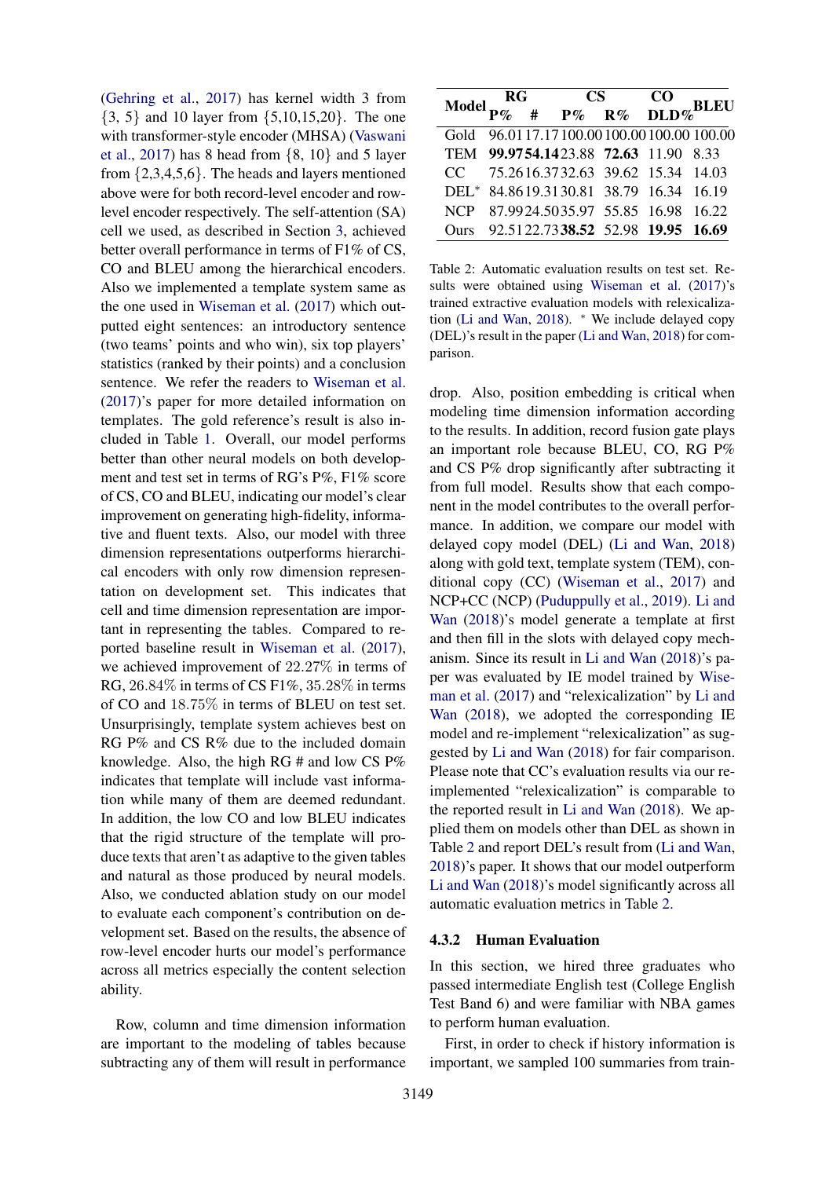(Gehring et al., 2017) has kernel width 3 from {3, 5} and 10 layer from {5,10,15,20}. The one with transformer-style encoder (MHSA) (Vaswani et al., 2017) has 8 head from {8, 10} and 5 layer from {2,3,4,5,6}. The heads and layers mentioned above were for both record-level encoder and row-level encoder respectively. The self-attention (SA) cell we used, as described in Section 3, achieved better overall performance in terms of F1% of CS, CO and BLEU among the hierarchical encoders. Also we implemented a template system same as the one used in Wiseman et al. (2017) which outputted eight sentences: an introductory sentence (two teams' points and who win), six top players' statistics (ranked by their points) and a conclusion sentence. We refer the readers to Wiseman et al. (2017)'s paper for more detailed information on templates. The gold reference's result is also included in Table 1. Overall, our model performs better than other neural models on both development and test set in terms of RG's P%, F1% score of CS, CO and BLEU, indicating our model's clear improvement on generating high-fidelity, informative and fluent texts. Also, our model with three dimension representations outperforms hierarchical encoders with only row dimension representation on development set. This indicates that cell and time dimension representation are important in representing the tables. Compared to reported baseline result in Wiseman et al. (2017), we achieved improvement of 22.27% in terms of RG, 26.84% in terms of CS F1%, 35.28% in terms of CO and 18.75% in terms of BLEU on test set. Unsurprisingly, template system achieves best on RG P% and CS R% due to the included domain knowledge. Also, the high RG # and low CS P% indicates that template will include vast information while many of them are deemed redundant. In addition, the low CO and low BLEU indicates that the rigid structure of the template will produce texts that aren't as adaptive to the given tables and natural as those produced by neural models. Also, we conducted ablation study on our model to evaluate each component's contribution on development set. Based on the results, the absence of row-level encoder hurts our model's performance across all metrics especially the content selection ability.

Row, column and time dimension information are important to the modeling of tables because subtracting any of them will result in performance drop. Also, position embedding is critical when modeling time dimension information according to the results. In addition, record fusion gate plays an important role because BLEU, CO, RG P% and CS P% drop significantly after subtracting it from full model. Results show that each component in the model contributes to the overall performance. In addition, we compare our model with delayed copy model (DEL) (Li and Wan, 2018) along with gold text, template system (TEM), conditional copy (CC) (Wiseman et al., 2017) and NCP+CC (NCP) (Puduppully et al., 2019). Li and Wan (2018)'s model generate a template at first and then fill in the slots with delayed copy mechanism. Since its result in Li and Wan (2018)'s paper was evaluated by IE model trained by Wiseman et al. (2017) and "relexicalization" by Li and Wan (2018), we adopted the corresponding IE model and re-implement "relexicalization" as suggested by Li and Wan (2018) for fair comparison. Please note that CC's evaluation results via our re-implemented "relexicalization" is comparable to the reported result in Li and Wan (2018). We applied them on models other than DEL as shown in Table 2 and report DEL's result from (Li and Wan, 2018)'s paper. It shows that our model outperform Li and Wan (2018)'s model significantly across all automatic evaluation metrics in Table 2.

| Model | RG | | CS | | CO | BLEU |
|---|---|---|---|---|---|---|
| | P% | # | P% | R% | DLD% | |
| Gold | 96.01 | 17.17 | 100.00 | 100.00 | 100.00 | 100.00 |
| TEM | **99.97** | **54.14** | 23.88 | **72.63** | 11.90 | 8.33 |
| CC | 75.26 | 16.37 | 32.63 | 39.62 | 15.34 | 14.03 |
| DEL* | 84.86 | 19.31 | 30.81 | 38.79 | 16.34 | 16.19 |
| NCP | 87.99 | 24.50 | 35.97 | 55.85 | 16.98 | 16.22 |
| Ours | 92.51 | 22.73 | **38.52** | 52.98 | **19.95** | **16.69** |

Table 2: Automatic evaluation results on test set. Results were obtained using Wiseman et al. (2017)'s trained extractive evaluation models with relexicalization (Li and Wan, 2018). * We include delayed copy (DEL)'s result in the paper (Li and Wan, 2018) for comparison.

#### 4.3.2 Human Evaluation

In this section, we hired three graduates who passed intermediate English test (College English Test Band 6) and were familiar with NBA games to perform human evaluation.

First, in order to check if history information is important, we sampled 100 summaries from train-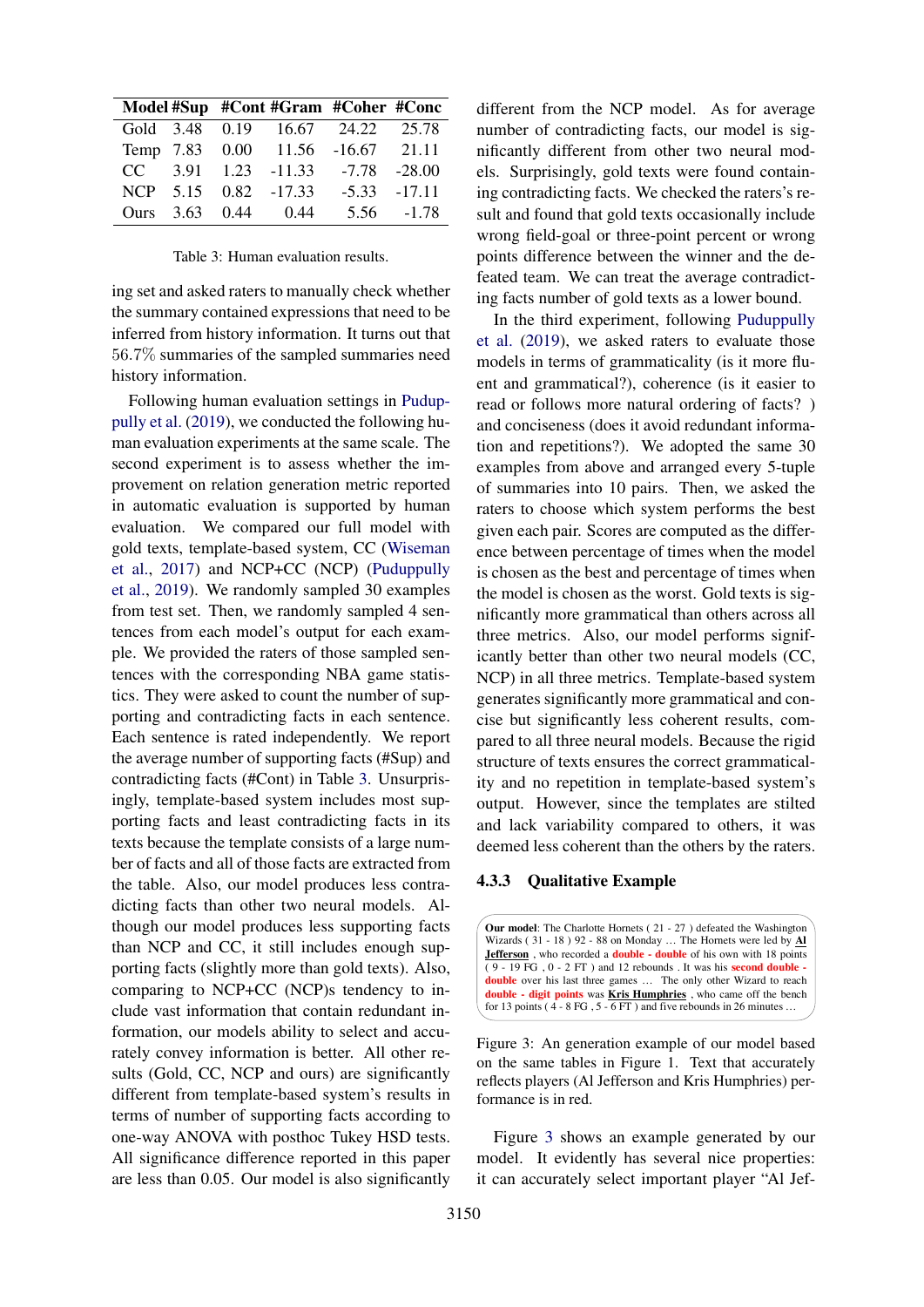| Model | #Sup | #Cont | #Gram | #Coher | #Conc |
|---|---|---|---|---|---|
| Gold | 3.48 | 0.19 | 16.67 | 24.22 | 25.78 |
| Temp | 7.83 | 0.00 | 11.56 | -16.67 | 21.11 |
| CC | 3.91 | 1.23 | -11.33 | -7.78 | -28.00 |
| NCP | 5.15 | 0.82 | -17.33 | -5.33 | -17.11 |
| Ours | 3.63 | 0.44 | 0.44 | 5.56 | -1.78 |

Table 3: Human evaluation results.

ing set and asked raters to manually check whether the summary contained expressions that need to be inferred from history information. It turns out that 56.7% summaries of the sampled summaries need history information.

Following human evaluation settings in Puduppully et al. (2019), we conducted the following human evaluation experiments at the same scale. The second experiment is to assess whether the improvement on relation generation metric reported in automatic evaluation is supported by human evaluation. We compared our full model with gold texts, template-based system, CC (Wiseman et al., 2017) and NCP+CC (NCP) (Puduppully et al., 2019). We randomly sampled 30 examples from test set. Then, we randomly sampled 4 sentences from each model's output for each example. We provided the raters of those sampled sentences with the corresponding NBA game statistics. They were asked to count the number of supporting and contradicting facts in each sentence. Each sentence is rated independently. We report the average number of supporting facts (#Sup) and contradicting facts (#Cont) in Table 3. Unsurprisingly, template-based system includes most supporting facts and least contradicting facts in its texts because the template consists of a large number of facts and all of those facts are extracted from the table. Also, our model produces less contradicting facts than other two neural models. Although our model produces less supporting facts than NCP and CC, it still includes enough supporting facts (slightly more than gold texts). Also, comparing to NCP+CC (NCP)s tendency to include vast information that contain redundant information, our models ability to select and accurately convey information is better. All other results (Gold, CC, NCP and ours) are significantly different from template-based system's results in terms of number of supporting facts according to one-way ANOVA with posthoc Tukey HSD tests. All significance difference reported in this paper are less than 0.05. Our model is also significantly different from the NCP model. As for average number of contradicting facts, our model is significantly different from other two neural models. Surprisingly, gold texts were found containing contradicting facts. We checked the raters's result and found that gold texts occasionally include wrong field-goal or three-point percent or wrong points difference between the winner and the defeated team. We can treat the average contradicting facts number of gold texts as a lower bound.

In the third experiment, following Puduppully et al. (2019), we asked raters to evaluate those models in terms of grammaticality (is it more fluent and grammatical?), coherence (is it easier to read or follows more natural ordering of facts? ) and conciseness (does it avoid redundant information and repetitions?). We adopted the same 30 examples from above and arranged every 5-tuple of summaries into 10 pairs. Then, we asked the raters to choose which system performs the best given each pair. Scores are computed as the difference between percentage of times when the model is chosen as the best and percentage of times when the model is chosen as the worst. Gold texts is significantly more grammatical than others across all three metrics. Also, our model performs significantly better than other two neural models (CC, NCP) in all three metrics. Template-based system generates significantly more grammatical and concise but significantly less coherent results, compared to all three neural models. Because the rigid structure of texts ensures the correct grammaticality and no repetition in template-based system's output. However, since the templates are stilted and lack variability compared to others, it was deemed less coherent than the others by the raters.

### 4.3.3 Qualitative Example

**Our model**: The Charlotte Hornets ( 21 - 27 ) defeated the Washington Wizards ( 31 - 18 ) 92 - 88 on Monday … The Hornets were led by **Al Jefferson** , who recorded a **double - double** of his own with 18 points ( 9 - 19 FG , 0 - 2 FT ) and 12 rebounds . It was his **second double - double** over his last three games … The only other Wizard to reach **double - digit points** was **Kris Humphries** , who came off the bench for 13 points ( 4 - 8 FG , 5 - 6 FT ) and five rebounds in 26 minutes …

Figure 3: An generation example of our model based on the same tables in Figure 1. Text that accurately reflects players (Al Jefferson and Kris Humphries) performance is in red.

Figure 3 shows an example generated by our model. It evidently has several nice properties: it can accurately select important player "Al Jef-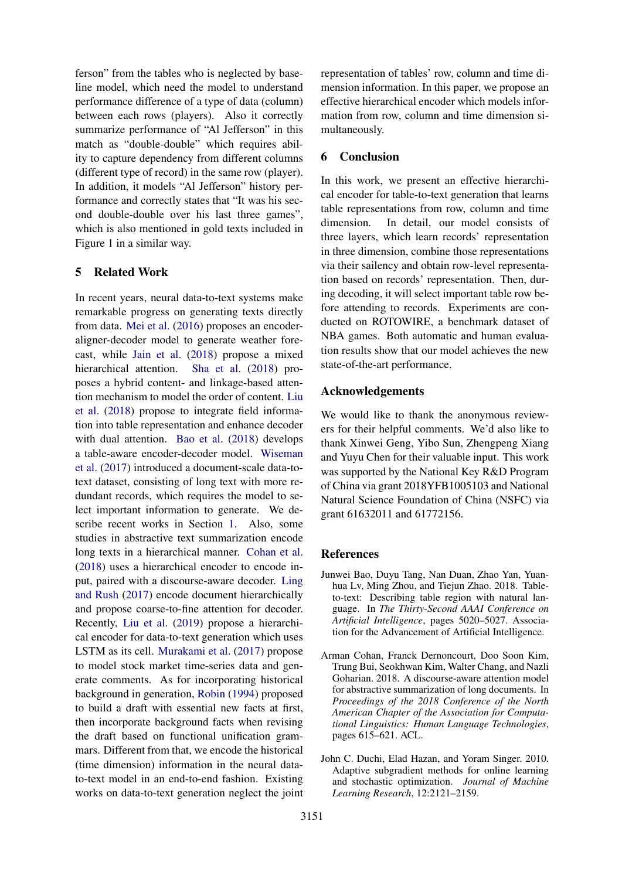ferson" from the tables who is neglected by baseline model, which need the model to understand performance difference of a type of data (column) between each rows (players). Also it correctly summarize performance of "Al Jefferson" in this match as "double-double" which requires ability to capture dependency from different columns (different type of record) in the same row (player). In addition, it models "Al Jefferson" history performance and correctly states that "It was his second double-double over his last three games", which is also mentioned in gold texts included in Figure 1 in a similar way.

## 5 Related Work

In recent years, neural data-to-text systems make remarkable progress on generating texts directly from data. Mei et al. (2016) proposes an encoder-aligner-decoder model to generate weather forecast, while Jain et al. (2018) propose a mixed hierarchical attention. Sha et al. (2018) proposes a hybrid content- and linkage-based attention mechanism to model the order of content. Liu et al. (2018) propose to integrate field information into table representation and enhance decoder with dual attention. Bao et al. (2018) develops a table-aware encoder-decoder model. Wiseman et al. (2017) introduced a document-scale data-to-text dataset, consisting of long text with more redundant records, which requires the model to select important information to generate. We describe recent works in Section 1. Also, some studies in abstractive text summarization encode long texts in a hierarchical manner. Cohan et al. (2018) uses a hierarchical encoder to encode input, paired with a discourse-aware decoder. Ling and Rush (2017) encode document hierarchically and propose coarse-to-fine attention for decoder. Recently, Liu et al. (2019) propose a hierarchical encoder for data-to-text generation which uses LSTM as its cell. Murakami et al. (2017) propose to model stock market time-series data and generate comments. As for incorporating historical background in generation, Robin (1994) proposed to build a draft with essential new facts at first, then incorporate background facts when revising the draft based on functional unification grammars. Different from that, we encode the historical (time dimension) information in the neural data-to-text model in an end-to-end fashion. Existing works on data-to-text generation neglect the joint representation of tables' row, column and time dimension information. In this paper, we propose an effective hierarchical encoder which models information from row, column and time dimension simultaneously.

## 6 Conclusion

In this work, we present an effective hierarchical encoder for table-to-text generation that learns table representations from row, column and time dimension. In detail, our model consists of three layers, which learn records' representation in three dimension, combine those representations via their saliency and obtain row-level representation based on records' representation. Then, during decoding, it will select important table row before attending to records. Experiments are conducted on ROTOWIRE, a benchmark dataset of NBA games. Both automatic and human evaluation results show that our model achieves the new state-of-the-art performance.

## Acknowledgements

We would like to thank the anonymous reviewers for their helpful comments. We'd also like to thank Xinwei Geng, Yibo Sun, Zhengpeng Xiang and Yuyu Chen for their valuable input. This work was supported by the National Key R&D Program of China via grant 2018YFB1005103 and National Natural Science Foundation of China (NSFC) via grant 61632011 and 61772156.

## References

Junwei Bao, Duyu Tang, Nan Duan, Zhao Yan, Yuanhua Lv, Ming Zhou, and Tiejun Zhao. 2018. Table-to-text: Describing table region with natural language. In *The Thirty-Second AAAI Conference on Artificial Intelligence*, pages 5020–5027. Association for the Advancement of Artificial Intelligence.

Arman Cohan, Franck Dernoncourt, Doo Soon Kim, Trung Bui, Seokhwan Kim, Walter Chang, and Nazli Goharian. 2018. A discourse-aware attention model for abstractive summarization of long documents. In *Proceedings of the 2018 Conference of the North American Chapter of the Association for Computational Linguistics: Human Language Technologies*, pages 615–621. ACL.

John C. Duchi, Elad Hazan, and Yoram Singer. 2010. Adaptive subgradient methods for online learning and stochastic optimization. *Journal of Machine Learning Research*, 12:2121–2159.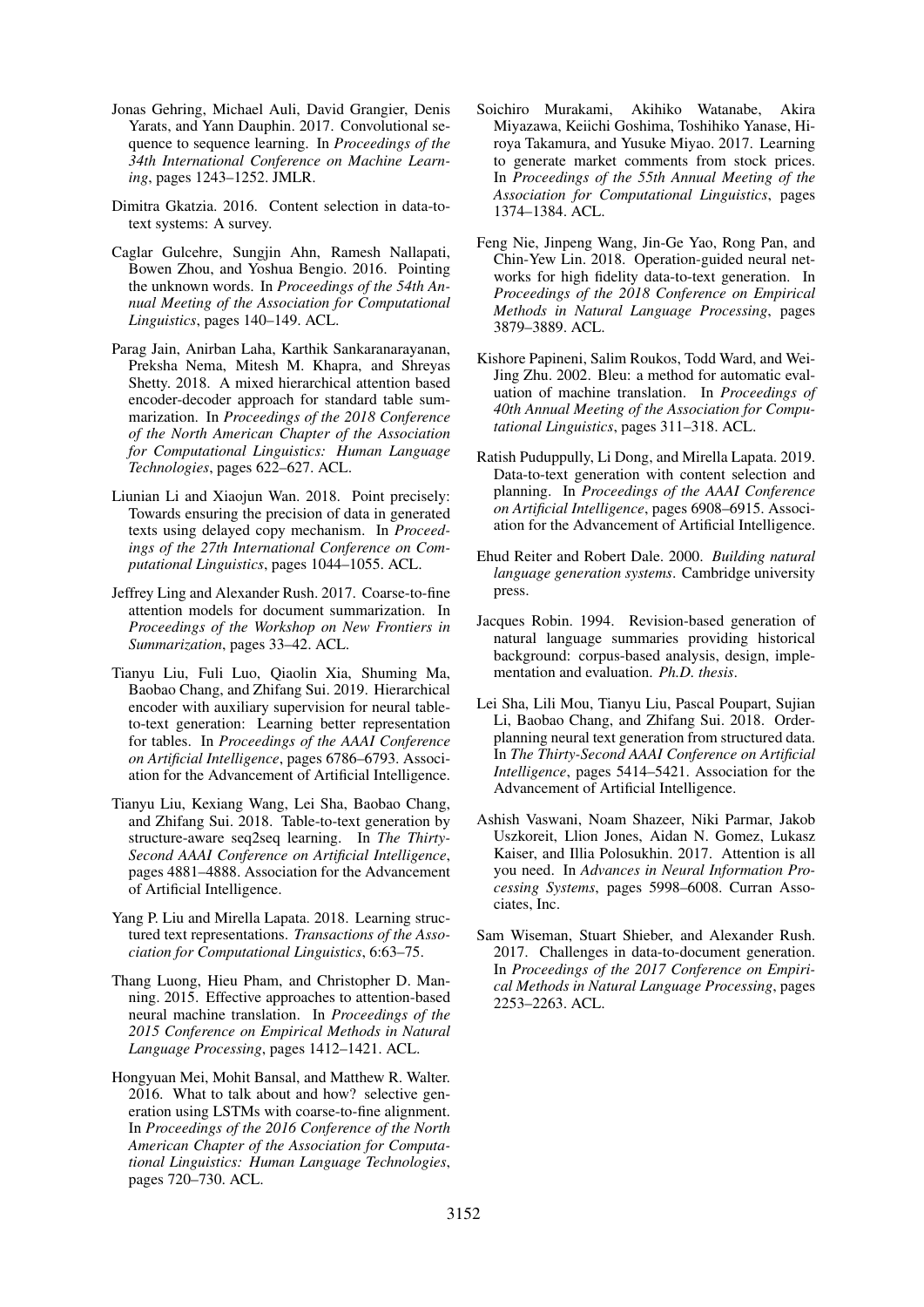Jonas Gehring, Michael Auli, David Grangier, Denis Yarats, and Yann Dauphin. 2017. Convolutional sequence to sequence learning. In *Proceedings of the 34th International Conference on Machine Learning*, pages 1243–1252. JMLR.

Dimitra Gkatzia. 2016. Content selection in data-to-text systems: A survey.

Caglar Gulcehre, Sungjin Ahn, Ramesh Nallapati, Bowen Zhou, and Yoshua Bengio. 2016. Pointing the unknown words. In *Proceedings of the 54th Annual Meeting of the Association for Computational Linguistics*, pages 140–149. ACL.

Parag Jain, Anirban Laha, Karthik Sankaranarayanan, Preksha Nema, Mitesh M. Khapra, and Shreyas Shetty. 2018. A mixed hierarchical attention based encoder-decoder approach for standard table summarization. In *Proceedings of the 2018 Conference of the North American Chapter of the Association for Computational Linguistics: Human Language Technologies*, pages 622–627. ACL.

Liunian Li and Xiaojun Wan. 2018. Point precisely: Towards ensuring the precision of data in generated texts using delayed copy mechanism. In *Proceedings of the 27th International Conference on Computational Linguistics*, pages 1044–1055. ACL.

Jeffrey Ling and Alexander Rush. 2017. Coarse-to-fine attention models for document summarization. In *Proceedings of the Workshop on New Frontiers in Summarization*, pages 33–42. ACL.

Tianyu Liu, Fuli Luo, Qiaolin Xia, Shuming Ma, Baobao Chang, and Zhifang Sui. 2019. Hierarchical encoder with auxiliary supervision for neural table-to-text generation: Learning better representation for tables. In *Proceedings of the AAAI Conference on Artificial Intelligence*, pages 6786–6793. Association for the Advancement of Artificial Intelligence.

Tianyu Liu, Kexiang Wang, Lei Sha, Baobao Chang, and Zhifang Sui. 2018. Table-to-text generation by structure-aware seq2seq learning. In *The Thirty-Second AAAI Conference on Artificial Intelligence*, pages 4881–4888. Association for the Advancement of Artificial Intelligence.

Yang P. Liu and Mirella Lapata. 2018. Learning structured text representations. *Transactions of the Association for Computational Linguistics*, 6:63–75.

Thang Luong, Hieu Pham, and Christopher D. Manning. 2015. Effective approaches to attention-based neural machine translation. In *Proceedings of the 2015 Conference on Empirical Methods in Natural Language Processing*, pages 1412–1421. ACL.

Hongyuan Mei, Mohit Bansal, and Matthew R. Walter. 2016. What to talk about and how? selective generation using LSTMs with coarse-to-fine alignment. In *Proceedings of the 2016 Conference of the North American Chapter of the Association for Computational Linguistics: Human Language Technologies*, pages 720–730. ACL.

Soichiro Murakami, Akihiko Watanabe, Akira Miyazawa, Keiichi Goshima, Toshihiko Yanase, Hiroya Takamura, and Yusuke Miyao. 2017. Learning to generate market comments from stock prices. In *Proceedings of the 55th Annual Meeting of the Association for Computational Linguistics*, pages 1374–1384. ACL.

Feng Nie, Jinpeng Wang, Jin-Ge Yao, Rong Pan, and Chin-Yew Lin. 2018. Operation-guided neural networks for high fidelity data-to-text generation. In *Proceedings of the 2018 Conference on Empirical Methods in Natural Language Processing*, pages 3879–3889. ACL.

Kishore Papineni, Salim Roukos, Todd Ward, and Wei-Jing Zhu. 2002. Bleu: a method for automatic evaluation of machine translation. In *Proceedings of 40th Annual Meeting of the Association for Computational Linguistics*, pages 311–318. ACL.

Ratish Puduppully, Li Dong, and Mirella Lapata. 2019. Data-to-text generation with content selection and planning. In *Proceedings of the AAAI Conference on Artificial Intelligence*, pages 6908–6915. Association for the Advancement of Artificial Intelligence.

Ehud Reiter and Robert Dale. 2000. *Building natural language generation systems*. Cambridge university press.

Jacques Robin. 1994. Revision-based generation of natural language summaries providing historical background: corpus-based analysis, design, implementation and evaluation. *Ph.D. thesis*.

Lei Sha, Lili Mou, Tianyu Liu, Pascal Poupart, Sujian Li, Baobao Chang, and Zhifang Sui. 2018. Order-planning neural text generation from structured data. In *The Thirty-Second AAAI Conference on Artificial Intelligence*, pages 5414–5421. Association for the Advancement of Artificial Intelligence.

Ashish Vaswani, Noam Shazeer, Niki Parmar, Jakob Uszkoreit, Llion Jones, Aidan N. Gomez, Lukasz Kaiser, and Illia Polosukhin. 2017. Attention is all you need. In *Advances in Neural Information Processing Systems*, pages 5998–6008. Curran Associates, Inc.

Sam Wiseman, Stuart Shieber, and Alexander Rush. 2017. Challenges in data-to-document generation. In *Proceedings of the 2017 Conference on Empirical Methods in Natural Language Processing*, pages 2253–2263. ACL.